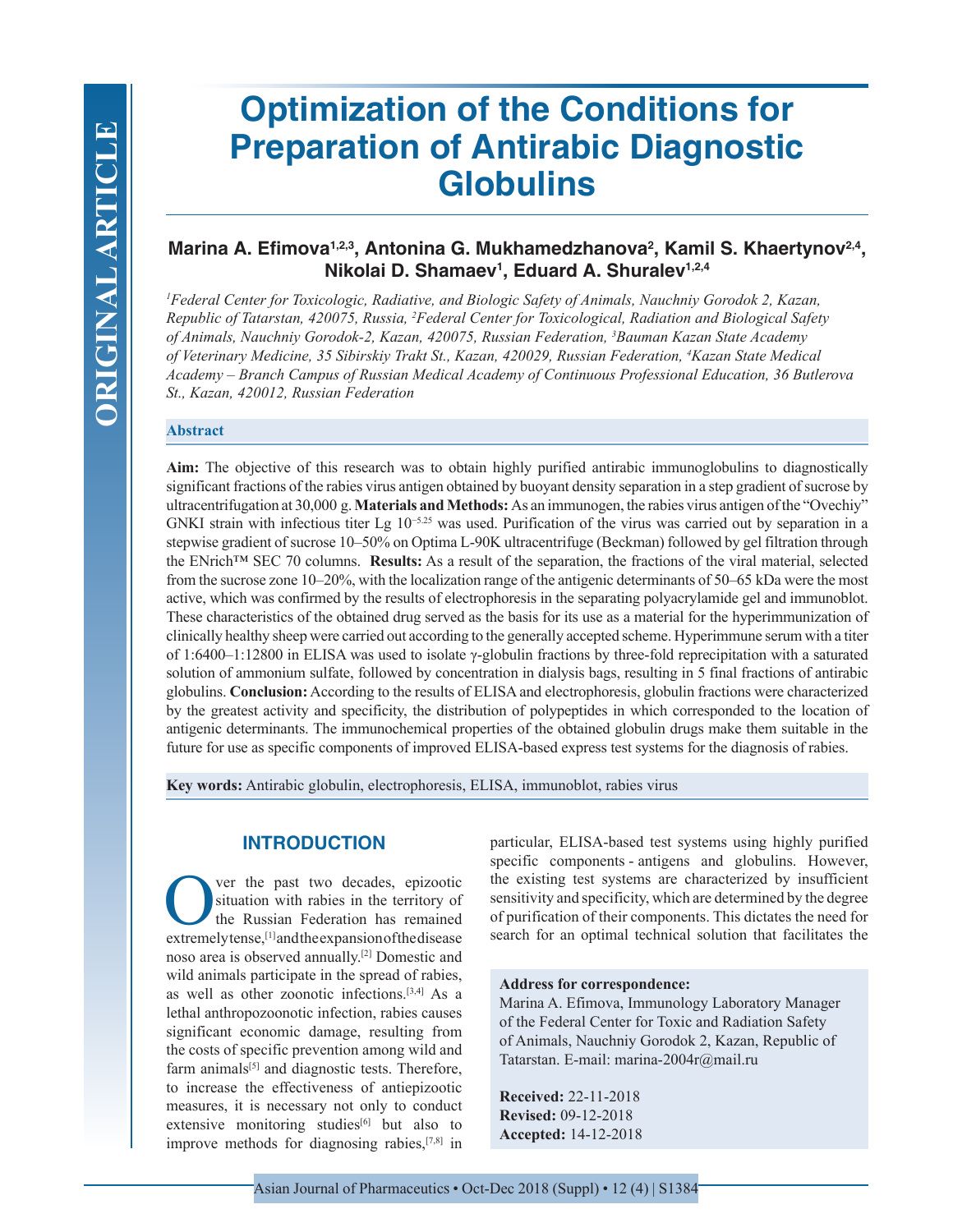# Optimization of the Conditions for Preparation of Antirabic Diagnostic Globulins

**Marina A. Efimova[1,2,3], Antonina G. Mukhamedzhanova[2], Kamil S. Khaertynov[2,4], Nikolai D. Shamaev[1], Eduard A. Shuralev[1,2,4]**

*[1]Federal Center for Toxicologic, Radiative, and Biologic Safety of Animals, Nauchniy Gorodok 2, Kazan, Republic of Tatarstan, 420075, Russia, [2]Federal Center for Toxicological, Radiation and Biological Safety of Animals, Nauchniy Gorodok-2, Kazan, 420075, Russian Federation, [3]Bauman Kazan State Academy of Veterinary Medicine, 35 Sibirskiy Trakt St., Kazan, 420029, Russian Federation, [4]Kazan State Medical Academy – Branch Campus of Russian Medical Academy of Continuous Professional Education, 36 Butlerova St., Kazan, 420012, Russian Federation*

## Abstract

**Aim:** The objective of this research was to obtain highly purified antirabic immunoglobulins to diagnostically significant fractions of the rabies virus antigen obtained by buoyant density separation in a step gradient of sucrose by ultracentrifugation at 30,000 g. **Materials and Methods:** As an immunogen, the rabies virus antigen of the "Ovechiy" GNKI strain with infectious titer Lg $10^{-5.25}$ was used. Purification of the virus was carried out by separation in a stepwise gradient of sucrose 10–50% on Optima L-90K ultracentrifuge (Beckman) followed by gel filtration through the ENrich™ SEC 70 columns. **Results:** As a result of the separation, the fractions of the viral material, selected from the sucrose zone 10–20%, with the localization range of the antigenic determinants of 50–65 kDa were the most active, which was confirmed by the results of electrophoresis in the separating polyacrylamide gel and immunoblot. These characteristics of the obtained drug served as the basis for its use as a material for the hyperimmunization of clinically healthy sheep were carried out according to the generally accepted scheme. Hyperimmune serum with a titer of 1:6400–1:12800 in ELISA was used to isolate γ-globulin fractions by three-fold reprecipitation with a saturated solution of ammonium sulfate, followed by concentration in dialysis bags, resulting in 5 final fractions of antirabic globulins. **Conclusion:** According to the results of ELISA and electrophoresis, globulin fractions were characterized by the greatest activity and specificity, the distribution of polypeptides in which corresponded to the location of antigenic determinants. The immunochemical properties of the obtained globulin drugs make them suitable in the future for use as specific components of improved ELISA-based express test systems for the diagnosis of rabies.

**Key words:** Antirabic globulin, electrophoresis, ELISA, immunoblot, rabies virus

## INTRODUCTION

Over the past two decades, epizootic situation with rabies in the territory of the Russian Federation has remained extremely tense,[1] and the expansion of the disease noso area is observed annually.[2] Domestic and wild animals participate in the spread of rabies, as well as other zoonotic infections.[3,4] As a lethal anthropozoonotic infection, rabies causes significant economic damage, resulting from the costs of specific prevention among wild and farm animals[5] and diagnostic tests. Therefore, to increase the effectiveness of antiepizootic measures, it is necessary not only to conduct extensive monitoring studies[6] but also to improve methods for diagnosing rabies,[7,8] in particular, ELISA-based test systems using highly purified specific components - antigens and globulins. However, the existing test systems are characterized by insufficient sensitivity and specificity, which are determined by the degree of purification of their components. This dictates the need for search for an optimal technical solution that facilitates the

**Address for correspondence:**
Marina A. Efimova, Immunology Laboratory Manager of the Federal Center for Toxic and Radiation Safety of Animals, Nauchniy Gorodok 2, Kazan, Republic of Tatarstan. E-mail: marina-2004r@mail.ru

**Received:** 22-11-2018
**Revised:** 09-12-2018
**Accepted:** 14-12-2018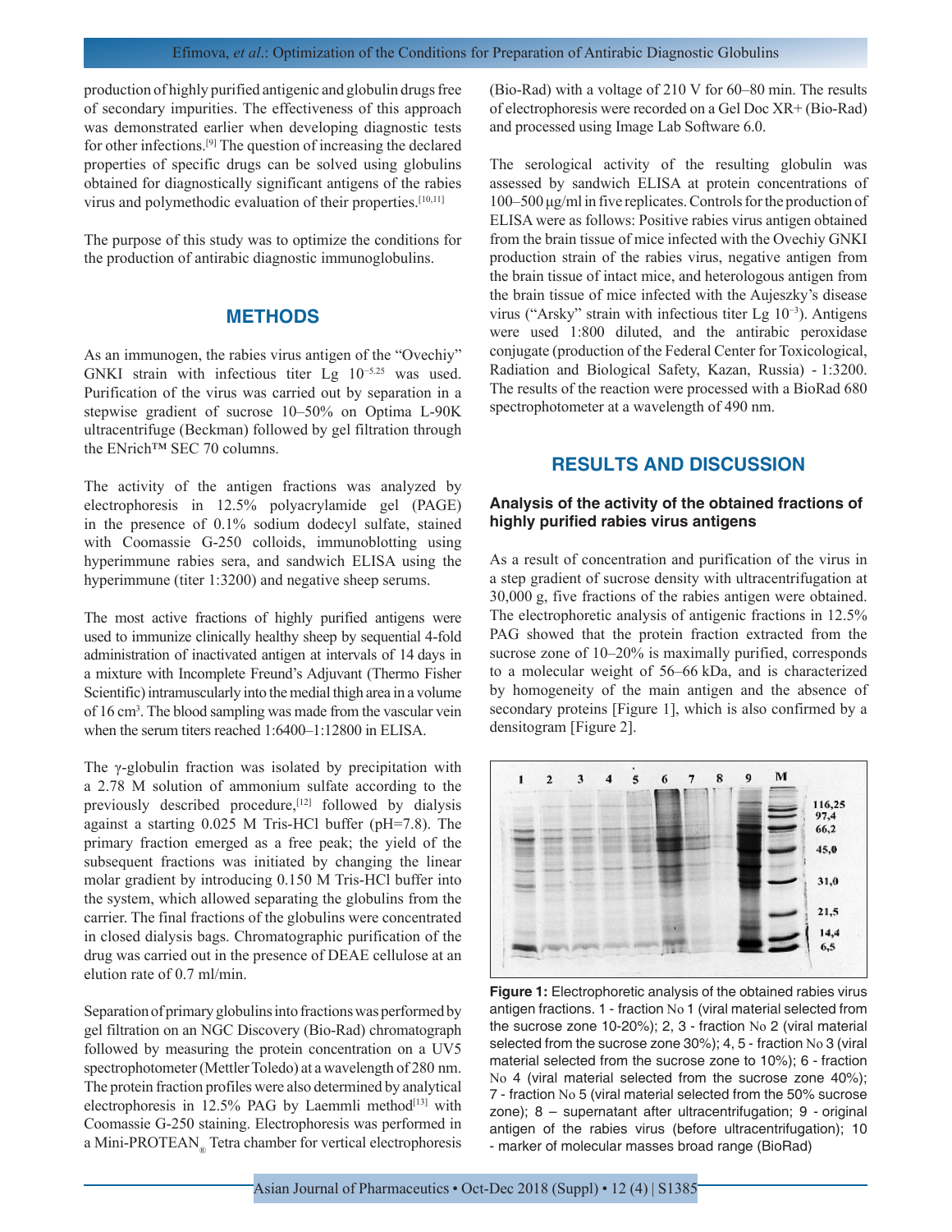production of highly purified antigenic and globulin drugs free of secondary impurities. The effectiveness of this approach was demonstrated earlier when developing diagnostic tests for other infections.[9] The question of increasing the declared properties of specific drugs can be solved using globulins obtained for diagnostically significant antigens of the rabies virus and polymethodic evaluation of their properties.[10,11]

The purpose of this study was to optimize the conditions for the production of antirabic diagnostic immunoglobulins.

## METHODS

As an immunogen, the rabies virus antigen of the "Ovechiy" GNKI strain with infectious titer Lg $10^{-5.25}$ was used. Purification of the virus was carried out by separation in a stepwise gradient of sucrose 10–50% on Optima L-90K ultracentrifuge (Beckman) followed by gel filtration through the ENrich™ SEC 70 columns.

The activity of the antigen fractions was analyzed by electrophoresis in 12.5% polyacrylamide gel (PAGE) in the presence of 0.1% sodium dodecyl sulfate, stained with Coomassie G-250 colloids, immunoblotting using hyperimmune rabies sera, and sandwich ELISA using the hyperimmune (titer 1:3200) and negative sheep serums.

The most active fractions of highly purified antigens were used to immunize clinically healthy sheep by sequential 4-fold administration of inactivated antigen at intervals of 14 days in a mixture with Incomplete Freund's Adjuvant (Thermo Fisher Scientific) intramuscularly into the medial thigh area in a volume of 16 $cm^3$. The blood sampling was made from the vascular vein when the serum titers reached 1:6400–1:12800 in ELISA.

The γ-globulin fraction was isolated by precipitation with a 2.78 M solution of ammonium sulfate according to the previously described procedure,[12] followed by dialysis against a starting 0.025 M Tris-HCl buffer (pH=7.8). The primary fraction emerged as a free peak; the yield of the subsequent fractions was initiated by changing the linear molar gradient by introducing 0.150 M Tris-HCl buffer into the system, which allowed separating the globulins from the carrier. The final fractions of the globulins were concentrated in closed dialysis bags. Chromatographic purification of the drug was carried out in the presence of DEAE cellulose at an elution rate of 0.7 ml/min.

Separation of primary globulins into fractions was performed by gel filtration on an NGC Discovery (Bio-Rad) chromatograph followed by measuring the protein concentration on a UV5 spectrophotometer (Mettler Toledo) at a wavelength of 280 nm. The protein fraction profiles were also determined by analytical electrophoresis in 12.5% PAG by Laemmli method[13] with Coomassie G-250 staining. Electrophoresis was performed in a Mini-PROTEAN® Tetra chamber for vertical electrophoresis (Bio-Rad) with a voltage of 210 V for 60–80 min. The results of electrophoresis were recorded on a Gel Doc XR+ (Bio-Rad) and processed using Image Lab Software 6.0.

The serological activity of the resulting globulin was assessed by sandwich ELISA at protein concentrations of 100–500 μg/ml in five replicates. Controls for the production of ELISA were as follows: Positive rabies virus antigen obtained from the brain tissue of mice infected with the Ovechiy GNKI production strain of the rabies virus, negative antigen from the brain tissue of intact mice, and heterologous antigen from the brain tissue of mice infected with the Aujeszky's disease virus ("Arsky" strain with infectious titer Lg $10^{-3}$). Antigens were used 1:800 diluted, and the antirabic peroxidase conjugate (production of the Federal Center for Toxicological, Radiation and Biological Safety, Kazan, Russia) - 1:3200. The results of the reaction were processed with a BioRad 680 spectrophotometer at a wavelength of 490 nm.

## RESULTS AND DISCUSSION

### Analysis of the activity of the obtained fractions of highly purified rabies virus antigens

As a result of concentration and purification of the virus in a step gradient of sucrose density with ultracentrifugation at 30,000 g, five fractions of the rabies antigen were obtained. The electrophoretic analysis of antigenic fractions in 12.5% PAG showed that the protein fraction extracted from the sucrose zone of 10–20% is maximally purified, corresponds to a molecular weight of 56–66 kDa, and is characterized by homogeneity of the main antigen and the absence of secondary proteins [Figure 1], which is also confirmed by a densitogram [Figure 2].

**Figure 1:** Electrophoretic analysis of the obtained rabies virus antigen fractions. 1 - fraction No 1 (viral material selected from the sucrose zone 10-20%); 2, 3 - fraction No 2 (viral material selected from the sucrose zone 30%); 4, 5 - fraction No 3 (viral material selected from the sucrose zone to 10%); 6 - fraction No 4 (viral material selected from the sucrose zone 40%); 7 - fraction No 5 (viral material selected from the 50% sucrose zone); 8 – supernatant after ultracentrifugation; 9 - original antigen of the rabies virus (before ultracentrifugation); 10 - marker of molecular masses broad range (BioRad)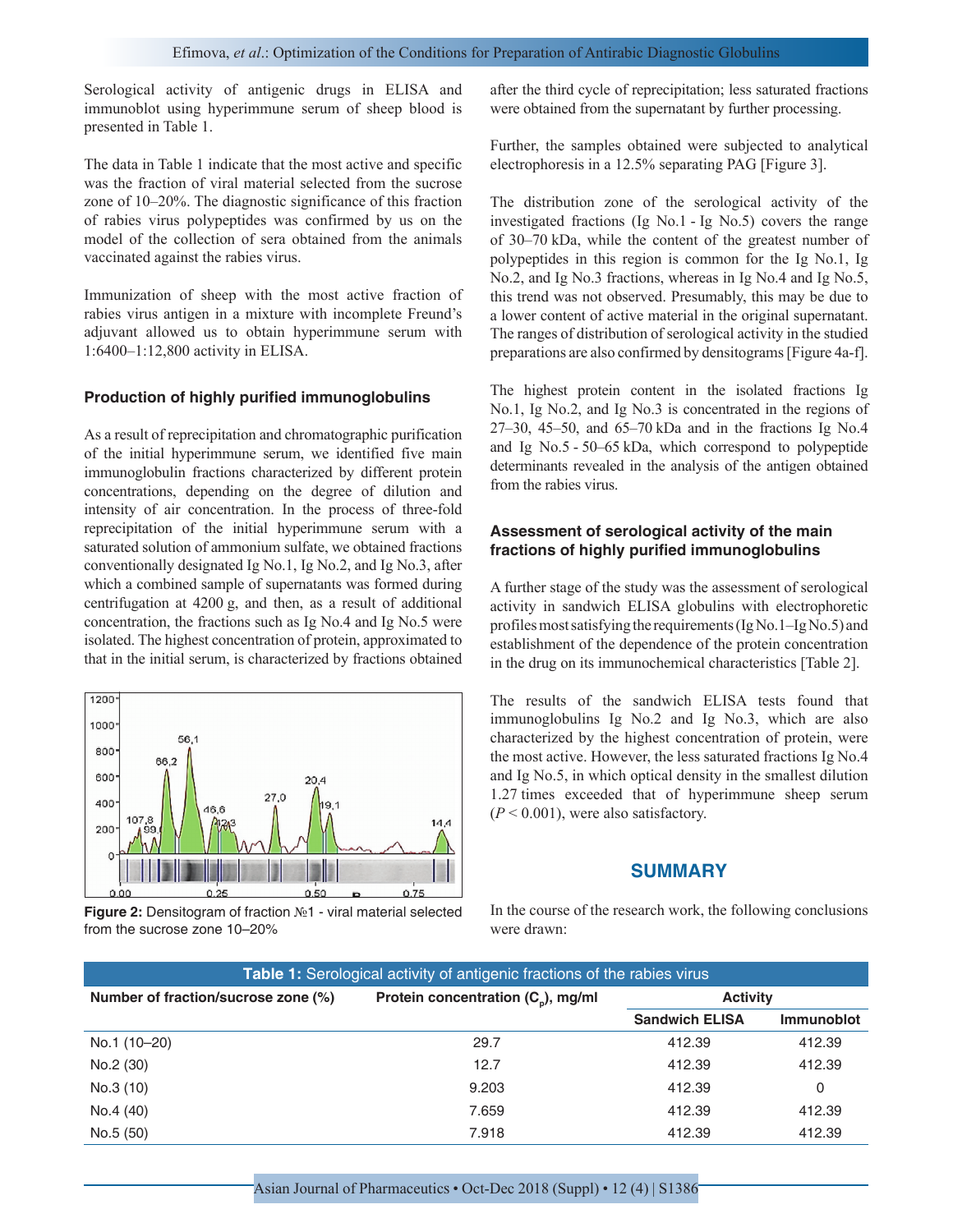Serological activity of antigenic drugs in ELISA and immunoblot using hyperimmune serum of sheep blood is presented in Table 1.

The data in Table 1 indicate that the most active and specific was the fraction of viral material selected from the sucrose zone of 10–20%. The diagnostic significance of this fraction of rabies virus polypeptides was confirmed by us on the model of the collection of sera obtained from the animals vaccinated against the rabies virus.

Immunization of sheep with the most active fraction of rabies virus antigen in a mixture with incomplete Freund's adjuvant allowed us to obtain hyperimmune serum with 1:6400–1:12,800 activity in ELISA.

### Production of highly purified immunoglobulins

As a result of reprecipitation and chromatographic purification of the initial hyperimmune serum, we identified five main immunoglobulin fractions characterized by different protein concentrations, depending on the degree of dilution and intensity of air concentration. In the process of three-fold reprecipitation of the initial hyperimmune serum with a saturated solution of ammonium sulfate, we obtained fractions conventionally designated Ig No.1, Ig No.2, and Ig No.3, after which a combined sample of supernatants was formed during centrifugation at 4200 g, and then, as a result of additional concentration, the fractions such as Ig No.4 and Ig No.5 were isolated. The highest concentration of protein, approximated to that in the initial serum, is characterized by fractions obtained after the third cycle of reprecipitation; less saturated fractions were obtained from the supernatant by further processing.

Figure 2: Densitogram of fraction №1 - viral material selected from the sucrose zone 10–20%

Further, the samples obtained were subjected to analytical electrophoresis in a 12.5% separating PAG [Figure 3].

The distribution zone of the serological activity of the investigated fractions (Ig No.1 - Ig No.5) covers the range of 30–70 kDa, while the content of the greatest number of polypeptides in this region is common for the Ig No.1, Ig No.2, and Ig No.3 fractions, whereas in Ig No.4 and Ig No.5, this trend was not observed. Presumably, this may be due to a lower content of active material in the original supernatant. The ranges of distribution of serological activity in the studied preparations are also confirmed by densitograms [Figure 4a-f].

The highest protein content in the isolated fractions Ig No.1, Ig No.2, and Ig No.3 is concentrated in the regions of 27–30, 45–50, and 65–70 kDa and in the fractions Ig No.4 and Ig No.5 - 50–65 kDa, which correspond to polypeptide determinants revealed in the analysis of the antigen obtained from the rabies virus.

### Assessment of serological activity of the main fractions of highly purified immunoglobulins

A further stage of the study was the assessment of serological activity in sandwich ELISA globulins with electrophoretic profiles most satisfying the requirements (Ig No.1–Ig No.5) and establishment of the dependence of the protein concentration in the drug on its immunochemical characteristics [Table 2].

The results of the sandwich ELISA tests found that immunoglobulins Ig No.2 and Ig No.3, which are also characterized by the highest concentration of protein, were the most active. However, the less saturated fractions Ig No.4 and Ig No.5, in which optical density in the smallest dilution 1.27 times exceeded that of hyperimmune sheep serum ($P < 0.001$), were also satisfactory.

## SUMMARY

In the course of the research work, the following conclusions were drawn:

**Table 1:** Serological activity of antigenic fractions of the rabies virus

| Number of fraction/sucrose zone (%) | Protein concentration ($C_p$), mg/ml | Activity | |
|---|---|---|---|
| | | Sandwich ELISA | Immunoblot |
| No.1 (10–20) | 29.7 | 412.39 | 412.39 |
| No.2 (30) | 12.7 | 412.39 | 412.39 |
| No.3 (10) | 9.203 | 412.39 | 0 |
| No.4 (40) | 7.659 | 412.39 | 412.39 |
| No.5 (50) | 7.918 | 412.39 | 412.39 |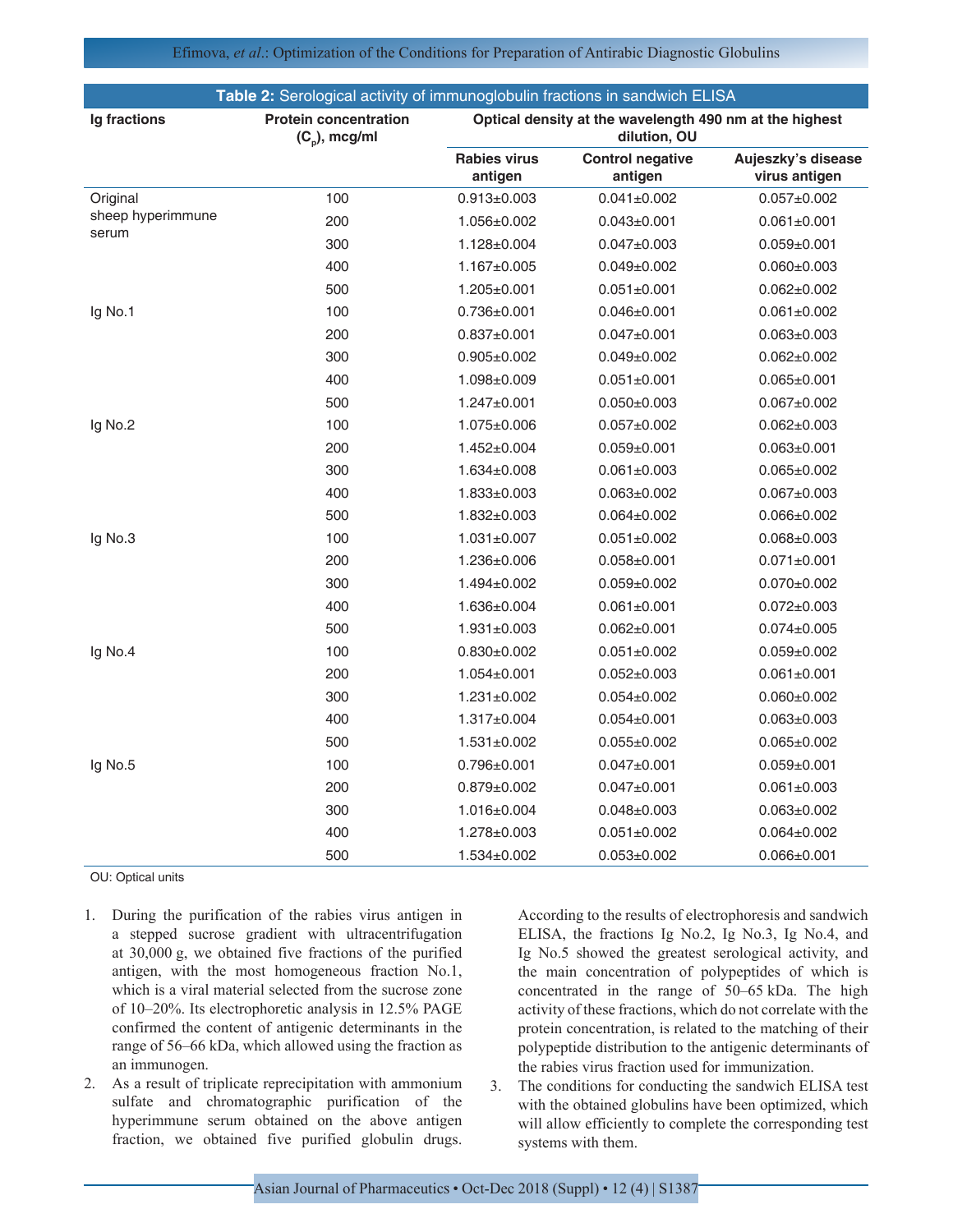**Table 2:** Serological activity of immunoglobulin fractions in sandwich ELISA

| Ig fractions | Protein concentration ($C_p$), mcg/ml | Optical density at the wavelength 490 nm at the highest dilution, OU | | |
|---|---|---|---|---|
| | | Rabies virus antigen | Control negative antigen | Aujeszky's disease virus antigen |
| Original sheep hyperimmune serum | 100 | 0.913±0.003 | 0.041±0.002 | 0.057±0.002 |
| | 200 | 1.056±0.002 | 0.043±0.001 | 0.061±0.001 |
| | 300 | 1.128±0.004 | 0.047±0.003 | 0.059±0.001 |
| | 400 | 1.167±0.005 | 0.049±0.002 | 0.060±0.003 |
| | 500 | 1.205±0.001 | 0.051±0.001 | 0.062±0.002 |
| Ig No.1 | 100 | 0.736±0.001 | 0.046±0.001 | 0.061±0.002 |
| | 200 | 0.837±0.001 | 0.047±0.001 | 0.063±0.003 |
| | 300 | 0.905±0.002 | 0.049±0.002 | 0.062±0.002 |
| | 400 | 1.098±0.009 | 0.051±0.001 | 0.065±0.001 |
| | 500 | 1.247±0.001 | 0.050±0.003 | 0.067±0.002 |
| Ig No.2 | 100 | 1.075±0.006 | 0.057±0.002 | 0.062±0.003 |
| | 200 | 1.452±0.004 | 0.059±0.001 | 0.063±0.001 |
| | 300 | 1.634±0.008 | 0.061±0.003 | 0.065±0.002 |
| | 400 | 1.833±0.003 | 0.063±0.002 | 0.067±0.003 |
| | 500 | 1.832±0.003 | 0.064±0.002 | 0.066±0.002 |
| Ig No.3 | 100 | 1.031±0.007 | 0.051±0.002 | 0.068±0.003 |
| | 200 | 1.236±0.006 | 0.058±0.001 | 0.071±0.001 |
| | 300 | 1.494±0.002 | 0.059±0.002 | 0.070±0.002 |
| | 400 | 1.636±0.004 | 0.061±0.001 | 0.072±0.003 |
| | 500 | 1.931±0.003 | 0.062±0.001 | 0.074±0.005 |
| Ig No.4 | 100 | 0.830±0.002 | 0.051±0.002 | 0.059±0.002 |
| | 200 | 1.054±0.001 | 0.052±0.003 | 0.061±0.001 |
| | 300 | 1.231±0.002 | 0.054±0.002 | 0.060±0.002 |
| | 400 | 1.317±0.004 | 0.054±0.001 | 0.063±0.003 |
| | 500 | 1.531±0.002 | 0.055±0.002 | 0.065±0.002 |
| Ig No.5 | 100 | 0.796±0.001 | 0.047±0.001 | 0.059±0.001 |
| | 200 | 0.879±0.002 | 0.047±0.001 | 0.061±0.003 |
| | 300 | 1.016±0.004 | 0.048±0.003 | 0.063±0.002 |
| | 400 | 1.278±0.003 | 0.051±0.002 | 0.064±0.002 |
| | 500 | 1.534±0.002 | 0.053±0.002 | 0.066±0.001 |

OU: Optical units

1. During the purification of the rabies virus antigen in a stepped sucrose gradient with ultracentrifugation at 30,000 g, we obtained five fractions of the purified antigen, with the most homogeneous fraction No.1, which is a viral material selected from the sucrose zone of 10–20%. Its electrophoretic analysis in 12.5% PAGE confirmed the content of antigenic determinants in the range of 56–66 kDa, which allowed using the fraction as an immunogen.
2. As a result of triplicate reprecipitation with ammonium sulfate and chromatographic purification of the hyperimmune serum obtained on the above antigen fraction, we obtained five purified globulin drugs. According to the results of electrophoresis and sandwich ELISA, the fractions Ig No.2, Ig No.3, Ig No.4, and Ig No.5 showed the greatest serological activity, and the main concentration of polypeptides of which is concentrated in the range of 50–65 kDa. The high activity of these fractions, which do not correlate with the protein concentration, is related to the matching of their polypeptide distribution to the antigenic determinants of the rabies virus fraction used for immunization.
3. The conditions for conducting the sandwich ELISA test with the obtained globulins have been optimized, which will allow efficiently to complete the corresponding test systems with them.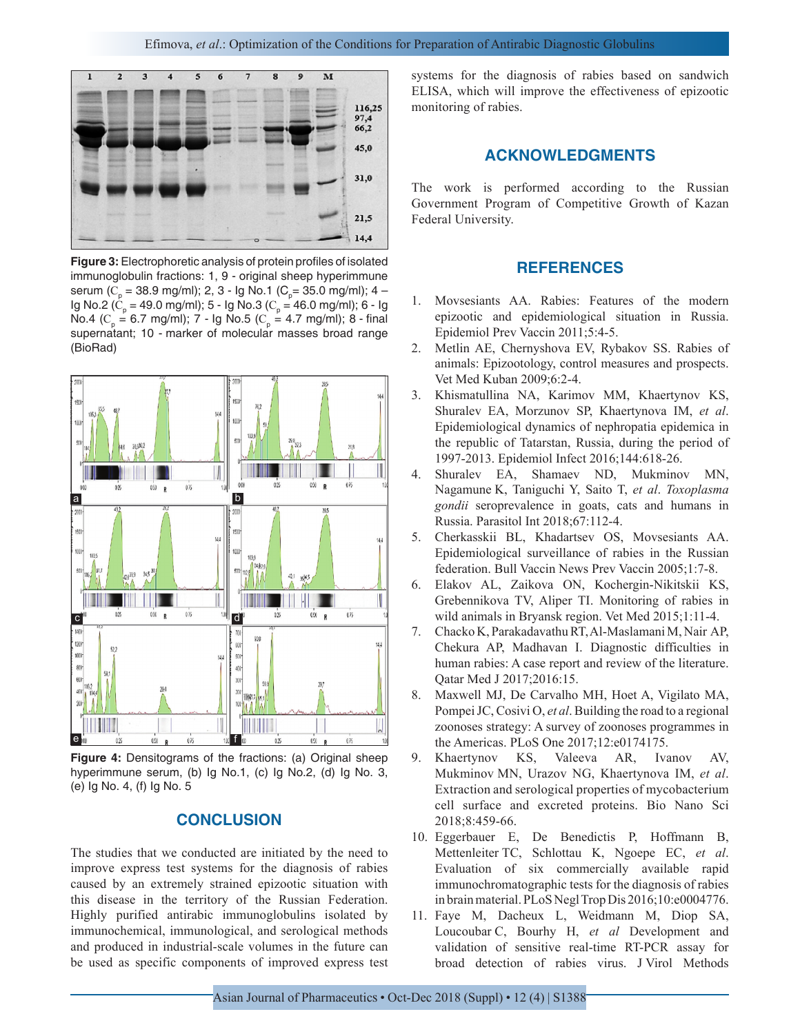**Figure 3:** Electrophoretic analysis of protein profiles of isolated immunoglobulin fractions: 1, 9 - original sheep hyperimmune serum ($C_p$ = 38.9 mg/ml); 2, 3 - Ig No.1 ($C_p$= 35.0 mg/ml); 4 – Ig No.2 ($C_p$ = 49.0 mg/ml); 5 - Ig No.3 ($C_p$ = 46.0 mg/ml); 6 - Ig No.4 ($C_p$ = 6.7 mg/ml); 7 - Ig No.5 ($C_p$ = 4.7 mg/ml); 8 - final supernatant; 10 - marker of molecular masses broad range (BioRad)

**Figure 4:** Densitograms of the fractions: (a) Original sheep hyperimmune serum, (b) Ig No.1, (c) Ig No.2, (d) Ig No. 3, (e) Ig No. 4, (f) Ig No. 5

## CONCLUSION

The studies that we conducted are initiated by the need to improve express test systems for the diagnosis of rabies caused by an extremely strained epizootic situation with this disease in the territory of the Russian Federation. Highly purified antirabic immunoglobulins isolated by immunochemical, immunological, and serological methods and produced in industrial-scale volumes in the future can be used as specific components of improved express test systems for the diagnosis of rabies based on sandwich ELISA, which will improve the effectiveness of epizootic monitoring of rabies.

## ACKNOWLEDGMENTS

The work is performed according to the Russian Government Program of Competitive Growth of Kazan Federal University.

## REFERENCES

1. Movsesiants AA. Rabies: Features of the modern epizootic and epidemiological situation in Russia. Epidemiol Prev Vaccin 2011;5:4-5.
2. Metlin AE, Chernyshova EV, Rybakov SS. Rabies of animals: Epizootology, control measures and prospects. Vet Med Kuban 2009;6:2-4.
3. Khismatullina NA, Karimov MM, Khaertynov KS, Shuralev EA, Morzunov SP, Khaertynova IM, *et al*. Epidemiological dynamics of nephropathia epidemica in the republic of Tatarstan, Russia, during the period of 1997-2013. Epidemiol Infect 2016;144:618-26.
4. Shuralev EA, Shamaev ND, Mukminov MN, Nagamune K, Taniguchi Y, Saito T, *et al*. *Toxoplasma gondii* seroprevalence in goats, cats and humans in Russia. Parasitol Int 2018;67:112-4.
5. Cherkasskii BL, Khadartsev OS, Movsesiants AA. Epidemiological surveillance of rabies in the Russian federation. Bull Vaccin News Prev Vaccin 2005;1:7-8.
6. Elakov AL, Zaikova ON, Kochergin-Nikitskii KS, Grebennikova TV, Aliper TI. Monitoring of rabies in wild animals in Bryansk region. Vet Med 2015;1:11-4.
7. Chacko K, Parakadavathu RT, Al-Maslamani M, Nair AP, Chekura AP, Madhavan I. Diagnostic difficulties in human rabies: A case report and review of the literature. Qatar Med J 2017;2016:15.
8. Maxwell MJ, De Carvalho MH, Hoet A, Vigilato MA, Pompei JC, Cosivi O, *et al*. Building the road to a regional zoonoses strategy: A survey of zoonoses programmes in the Americas. PLoS One 2017;12:e0174175.
9. Khaertynov KS, Valeeva AR, Ivanov AV, Mukminov MN, Urazov NG, Khaertynova IM, *et al*. Extraction and serological properties of mycobacterium cell surface and excreted proteins. Bio Nano Sci 2018;8:459-66.
10. Eggerbauer E, De Benedictis P, Hoffmann B, Mettenleiter TC, Schlottau K, Ngoepe EC, *et al*. Evaluation of six commercially available rapid immunochromatographic tests for the diagnosis of rabies in brain material. PLoS Negl Trop Dis 2016;10:e0004776.
11. Faye M, Dacheux L, Weidmann M, Diop SA, Loucoubar C, Bourhy H, *et al* Development and validation of sensitive real-time RT-PCR assay for broad detection of rabies virus. J Virol Methods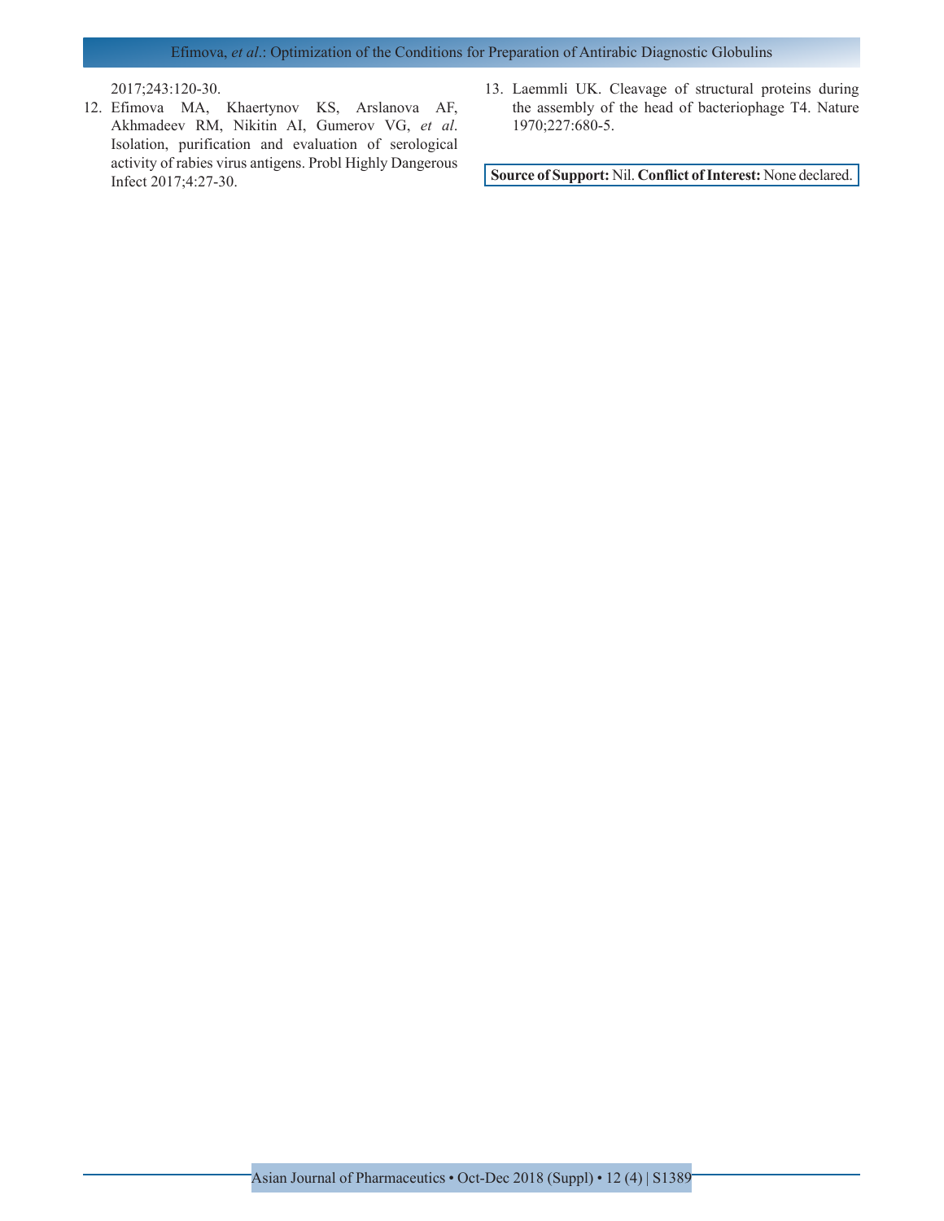2017;243:120-30.

12. Efimova MA, Khaertynov KS, Arslanova AF, Akhmadeev RM, Nikitin AI, Gumerov VG, *et al*. Isolation, purification and evaluation of serological activity of rabies virus antigens. Probl Highly Dangerous Infect 2017;4:27-30.
13. Laemmli UK. Cleavage of structural proteins during the assembly of the head of bacteriophage T4. Nature 1970;227:680-5.

**Source of Support:** Nil. **Conflict of Interest:** None declared.